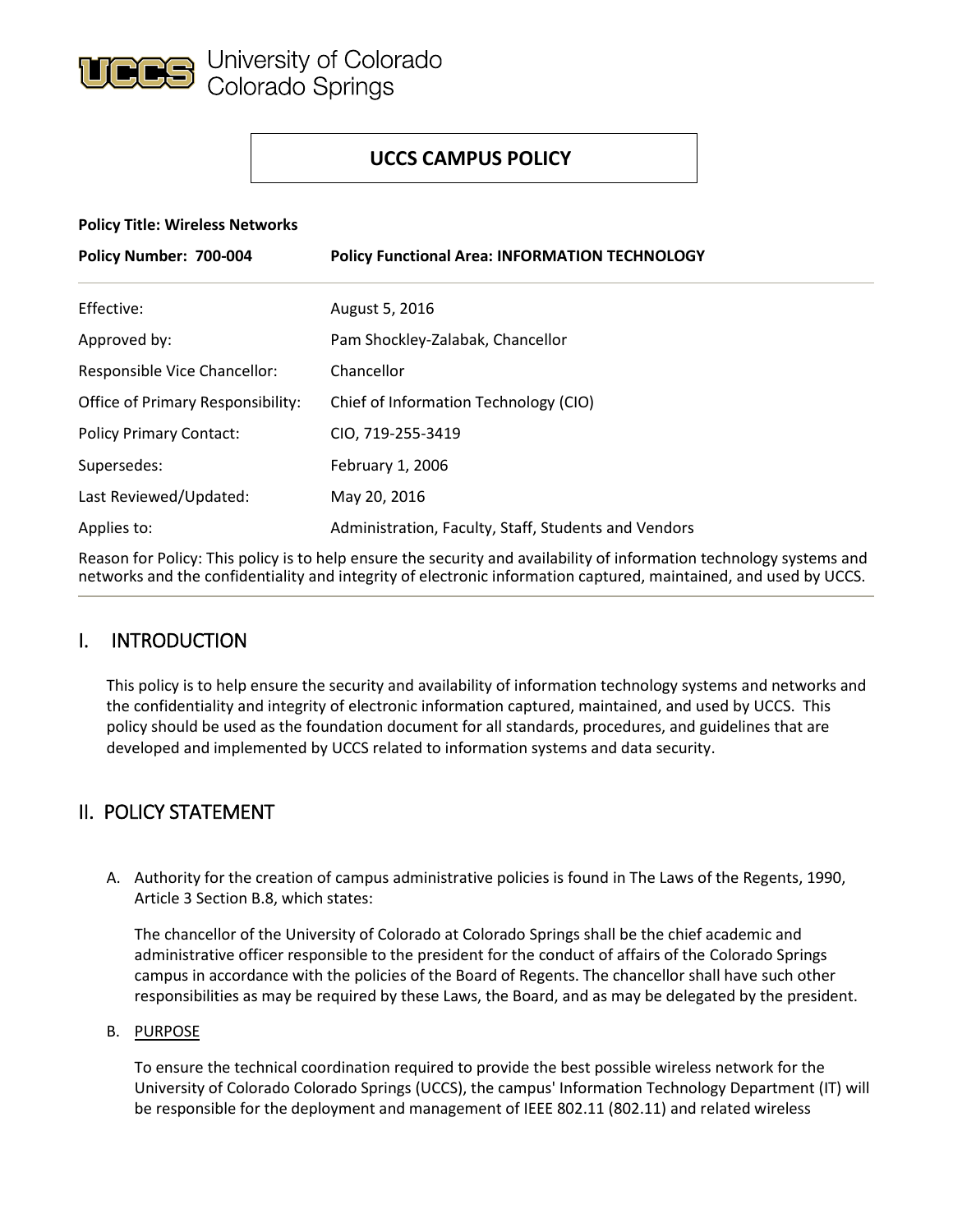University of Colorado Colorado Springs

# UCCS CAMPUS POLICY

**Policy Title: Wireless Networks**

**Policy Number: 700-004** **Policy Functional Area: INFORMATION TECHNOLOGY**

| | |
|---|---|
| Effective: | August 5, 2016 |
| Approved by: | Pam Shockley-Zalabak, Chancellor |
| Responsible Vice Chancellor: | Chancellor |
| Office of Primary Responsibility: | Chief of Information Technology (CIO) |
| Policy Primary Contact: | CIO, 719-255-3419 |
| Supersedes: | February 1, 2006 |
| Last Reviewed/Updated: | May 20, 2016 |
| Applies to: | Administration, Faculty, Staff, Students and Vendors |

Reason for Policy: This policy is to help ensure the security and availability of information technology systems and networks and the confidentiality and integrity of electronic information captured, maintained, and used by UCCS.

## I. INTRODUCTION

This policy is to help ensure the security and availability of information technology systems and networks and the confidentiality and integrity of electronic information captured, maintained, and used by UCCS. This policy should be used as the foundation document for all standards, procedures, and guidelines that are developed and implemented by UCCS related to information systems and data security.

## II. POLICY STATEMENT

A. Authority for the creation of campus administrative policies is found in The Laws of the Regents, 1990, Article 3 Section B.8, which states:

The chancellor of the University of Colorado at Colorado Springs shall be the chief academic and administrative officer responsible to the president for the conduct of affairs of the Colorado Springs campus in accordance with the policies of the Board of Regents. The chancellor shall have such other responsibilities as may be required by these Laws, the Board, and as may be delegated by the president.

B. PURPOSE

To ensure the technical coordination required to provide the best possible wireless network for the University of Colorado Colorado Springs (UCCS), the campus' Information Technology Department (IT) will be responsible for the deployment and management of IEEE 802.11 (802.11) and related wireless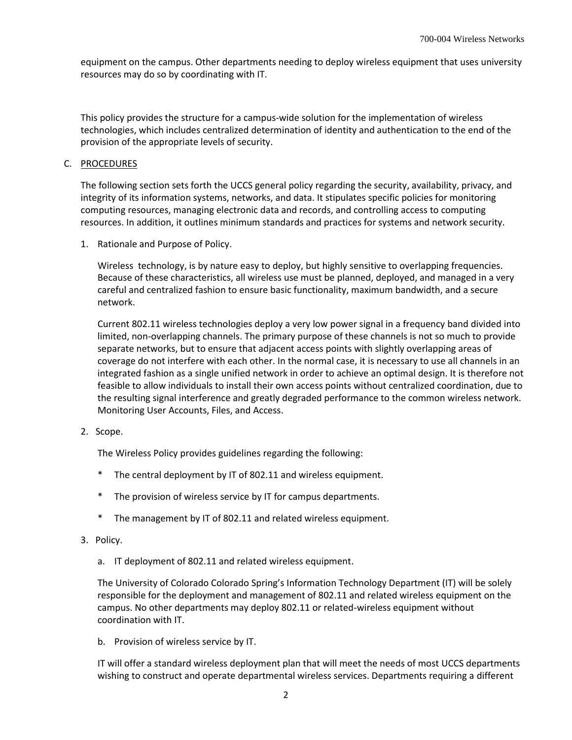equipment on the campus. Other departments needing to deploy wireless equipment that uses university resources may do so by coordinating with IT.

This policy provides the structure for a campus-wide solution for the implementation of wireless technologies, which includes centralized determination of identity and authentication to the end of the provision of the appropriate levels of security.

C. PROCEDURES

The following section sets forth the UCCS general policy regarding the security, availability, privacy, and integrity of its information systems, networks, and data. It stipulates specific policies for monitoring computing resources, managing electronic data and records, and controlling access to computing resources. In addition, it outlines minimum standards and practices for systems and network security.

1. Rationale and Purpose of Policy.

   Wireless technology, is by nature easy to deploy, but highly sensitive to overlapping frequencies. Because of these characteristics, all wireless use must be planned, deployed, and managed in a very careful and centralized fashion to ensure basic functionality, maximum bandwidth, and a secure network.

   Current 802.11 wireless technologies deploy a very low power signal in a frequency band divided into limited, non-overlapping channels. The primary purpose of these channels is not so much to provide separate networks, but to ensure that adjacent access points with slightly overlapping areas of coverage do not interfere with each other. In the normal case, it is necessary to use all channels in an integrated fashion as a single unified network in order to achieve an optimal design. It is therefore not feasible to allow individuals to install their own access points without centralized coordination, due to the resulting signal interference and greatly degraded performance to the common wireless network. Monitoring User Accounts, Files, and Access.

2. Scope.

   The Wireless Policy provides guidelines regarding the following:

   * The central deployment by IT of 802.11 and wireless equipment.

   * The provision of wireless service by IT for campus departments.

   * The management by IT of 802.11 and related wireless equipment.

3. Policy.

   a. IT deployment of 802.11 and related wireless equipment.

   The University of Colorado Colorado Spring's Information Technology Department (IT) will be solely responsible for the deployment and management of 802.11 and related wireless equipment on the campus. No other departments may deploy 802.11 or related-wireless equipment without coordination with IT.

   b. Provision of wireless service by IT.

   IT will offer a standard wireless deployment plan that will meet the needs of most UCCS departments wishing to construct and operate departmental wireless services. Departments requiring a different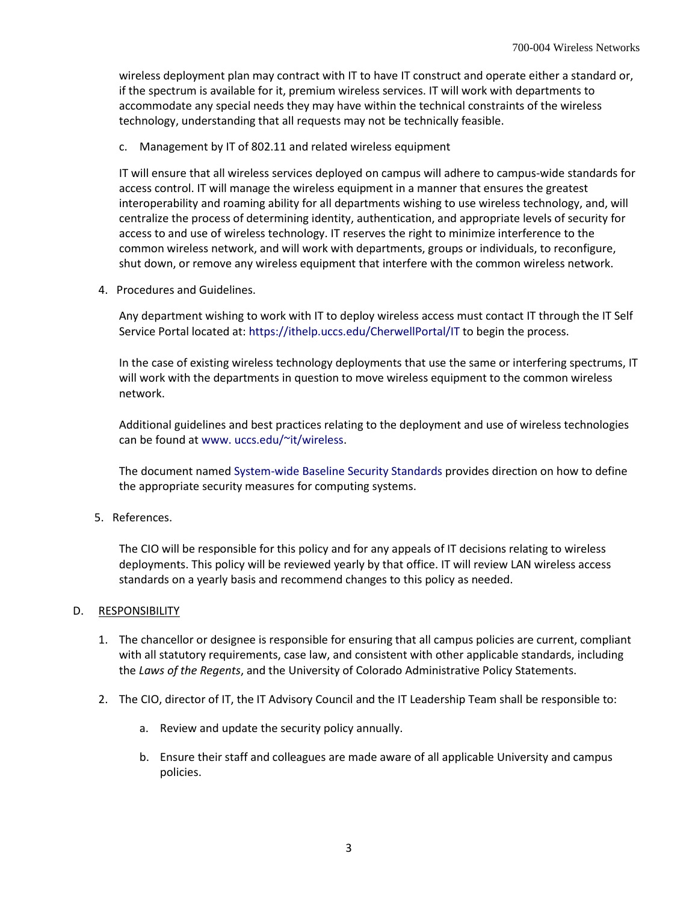wireless deployment plan may contract with IT to have IT construct and operate either a standard or, if the spectrum is available for it, premium wireless services. IT will work with departments to accommodate any special needs they may have within the technical constraints of the wireless technology, understanding that all requests may not be technically feasible.

c. Management by IT of 802.11 and related wireless equipment

IT will ensure that all wireless services deployed on campus will adhere to campus-wide standards for access control. IT will manage the wireless equipment in a manner that ensures the greatest interoperability and roaming ability for all departments wishing to use wireless technology, and, will centralize the process of determining identity, authentication, and appropriate levels of security for access to and use of wireless technology. IT reserves the right to minimize interference to the common wireless network, and will work with departments, groups or individuals, to reconfigure, shut down, or remove any wireless equipment that interfere with the common wireless network.

4. Procedures and Guidelines.

Any department wishing to work with IT to deploy wireless access must contact IT through the IT Self Service Portal located at: https://ithelp.uccs.edu/CherwellPortal/IT to begin the process.

In the case of existing wireless technology deployments that use the same or interfering spectrums, IT will work with the departments in question to move wireless equipment to the common wireless network.

Additional guidelines and best practices relating to the deployment and use of wireless technologies can be found at www. uccs.edu/~it/wireless.

The document named System-wide Baseline Security Standards provides direction on how to define the appropriate security measures for computing systems.

5. References.

The CIO will be responsible for this policy and for any appeals of IT decisions relating to wireless deployments. This policy will be reviewed yearly by that office. IT will review LAN wireless access standards on a yearly basis and recommend changes to this policy as needed.

## D. RESPONSIBILITY

1. The chancellor or designee is responsible for ensuring that all campus policies are current, compliant with all statutory requirements, case law, and consistent with other applicable standards, including the *Laws of the Regents*, and the University of Colorado Administrative Policy Statements.

2. The CIO, director of IT, the IT Advisory Council and the IT Leadership Team shall be responsible to:

   a. Review and update the security policy annually.

   b. Ensure their staff and colleagues are made aware of all applicable University and campus policies.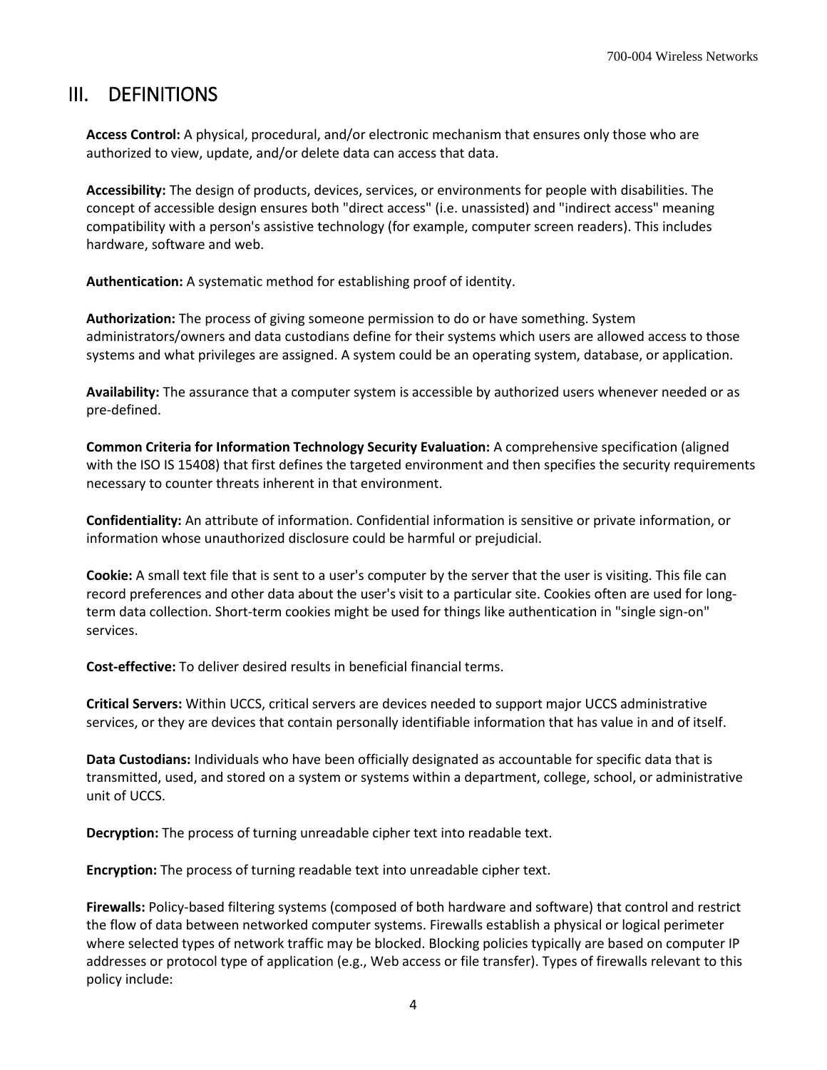## III. DEFINITIONS

**Access Control:** A physical, procedural, and/or electronic mechanism that ensures only those who are authorized to view, update, and/or delete data can access that data.

**Accessibility:** The design of products, devices, services, or environments for people with disabilities. The concept of accessible design ensures both "direct access" (i.e. unassisted) and "indirect access" meaning compatibility with a person's assistive technology (for example, computer screen readers). This includes hardware, software and web.

**Authentication:** A systematic method for establishing proof of identity.

**Authorization:** The process of giving someone permission to do or have something. System administrators/owners and data custodians define for their systems which users are allowed access to those systems and what privileges are assigned. A system could be an operating system, database, or application.

**Availability:** The assurance that a computer system is accessible by authorized users whenever needed or as pre-defined.

**Common Criteria for Information Technology Security Evaluation:** A comprehensive specification (aligned with the ISO IS 15408) that first defines the targeted environment and then specifies the security requirements necessary to counter threats inherent in that environment.

**Confidentiality:** An attribute of information. Confidential information is sensitive or private information, or information whose unauthorized disclosure could be harmful or prejudicial.

**Cookie:** A small text file that is sent to a user's computer by the server that the user is visiting. This file can record preferences and other data about the user's visit to a particular site. Cookies often are used for long-term data collection. Short-term cookies might be used for things like authentication in "single sign-on" services.

**Cost-effective:** To deliver desired results in beneficial financial terms.

**Critical Servers:** Within UCCS, critical servers are devices needed to support major UCCS administrative services, or they are devices that contain personally identifiable information that has value in and of itself.

**Data Custodians:** Individuals who have been officially designated as accountable for specific data that is transmitted, used, and stored on a system or systems within a department, college, school, or administrative unit of UCCS.

**Decryption:** The process of turning unreadable cipher text into readable text.

**Encryption:** The process of turning readable text into unreadable cipher text.

**Firewalls:** Policy-based filtering systems (composed of both hardware and software) that control and restrict the flow of data between networked computer systems. Firewalls establish a physical or logical perimeter where selected types of network traffic may be blocked. Blocking policies typically are based on computer IP addresses or protocol type of application (e.g., Web access or file transfer). Types of firewalls relevant to this policy include: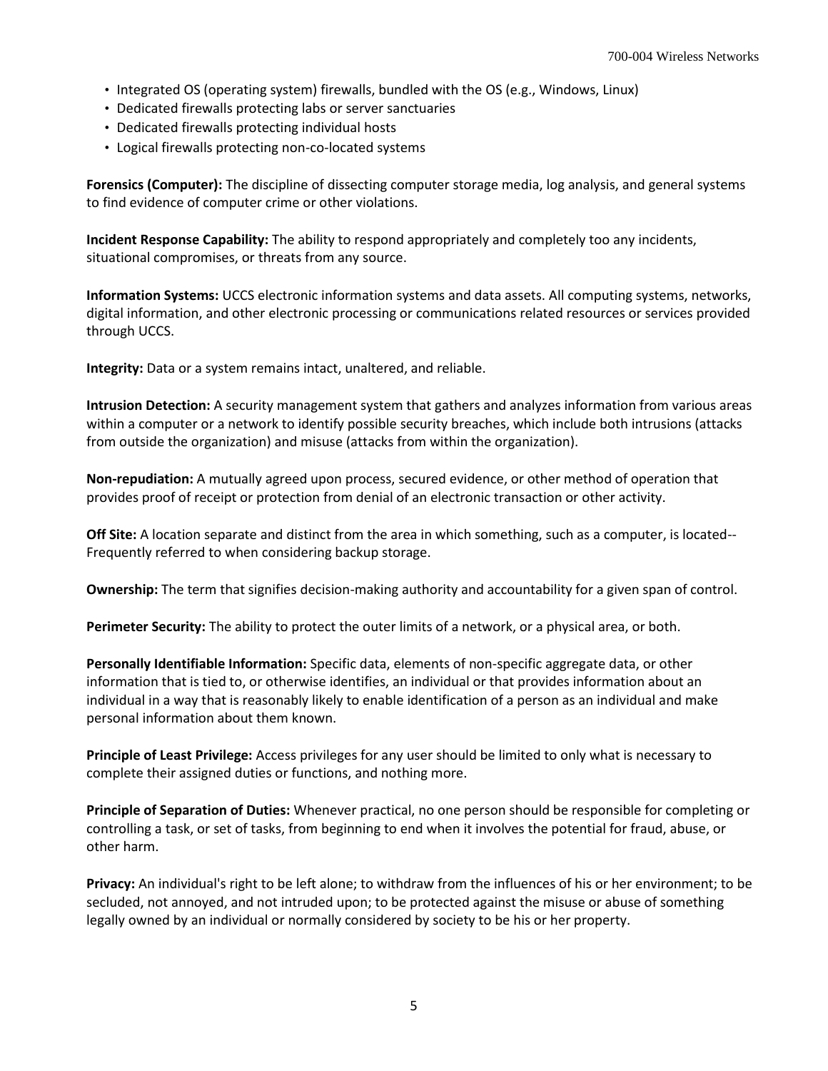- Integrated OS (operating system) firewalls, bundled with the OS (e.g., Windows, Linux)
- Dedicated firewalls protecting labs or server sanctuaries
- Dedicated firewalls protecting individual hosts
- Logical firewalls protecting non-co-located systems

**Forensics (Computer):** The discipline of dissecting computer storage media, log analysis, and general systems to find evidence of computer crime or other violations.

**Incident Response Capability:** The ability to respond appropriately and completely too any incidents, situational compromises, or threats from any source.

**Information Systems:** UCCS electronic information systems and data assets. All computing systems, networks, digital information, and other electronic processing or communications related resources or services provided through UCCS.

**Integrity:** Data or a system remains intact, unaltered, and reliable.

**Intrusion Detection:** A security management system that gathers and analyzes information from various areas within a computer or a network to identify possible security breaches, which include both intrusions (attacks from outside the organization) and misuse (attacks from within the organization).

**Non-repudiation:** A mutually agreed upon process, secured evidence, or other method of operation that provides proof of receipt or protection from denial of an electronic transaction or other activity.

**Off Site:** A location separate and distinct from the area in which something, such as a computer, is located-- Frequently referred to when considering backup storage.

**Ownership:** The term that signifies decision-making authority and accountability for a given span of control.

**Perimeter Security:** The ability to protect the outer limits of a network, or a physical area, or both.

**Personally Identifiable Information:** Specific data, elements of non-specific aggregate data, or other information that is tied to, or otherwise identifies, an individual or that provides information about an individual in a way that is reasonably likely to enable identification of a person as an individual and make personal information about them known.

**Principle of Least Privilege:** Access privileges for any user should be limited to only what is necessary to complete their assigned duties or functions, and nothing more.

**Principle of Separation of Duties:** Whenever practical, no one person should be responsible for completing or controlling a task, or set of tasks, from beginning to end when it involves the potential for fraud, abuse, or other harm.

**Privacy:** An individual's right to be left alone; to withdraw from the influences of his or her environment; to be secluded, not annoyed, and not intruded upon; to be protected against the misuse or abuse of something legally owned by an individual or normally considered by society to be his or her property.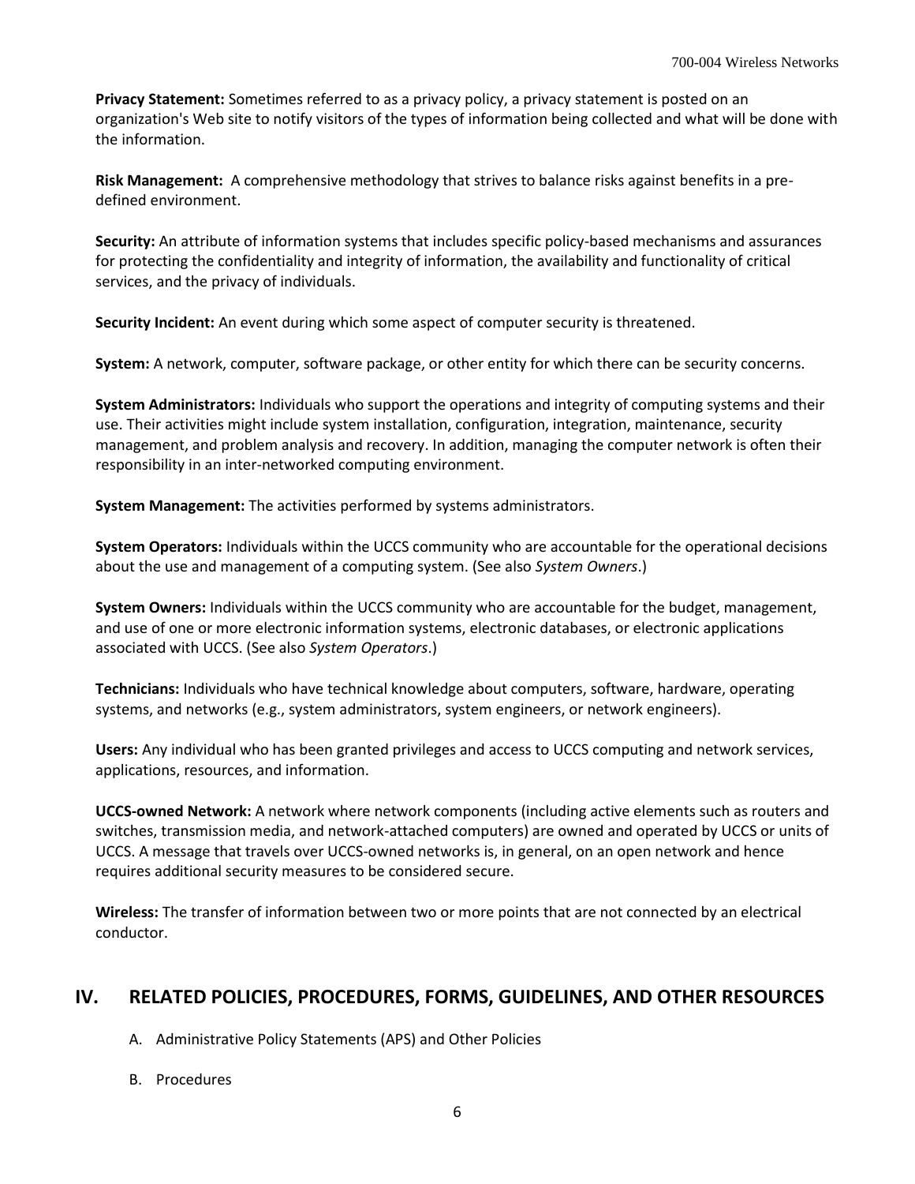**Privacy Statement:** Sometimes referred to as a privacy policy, a privacy statement is posted on an organization's Web site to notify visitors of the types of information being collected and what will be done with the information.

**Risk Management:** A comprehensive methodology that strives to balance risks against benefits in a pre-defined environment.

**Security:** An attribute of information systems that includes specific policy-based mechanisms and assurances for protecting the confidentiality and integrity of information, the availability and functionality of critical services, and the privacy of individuals.

**Security Incident:** An event during which some aspect of computer security is threatened.

**System:** A network, computer, software package, or other entity for which there can be security concerns.

**System Administrators:** Individuals who support the operations and integrity of computing systems and their use. Their activities might include system installation, configuration, integration, maintenance, security management, and problem analysis and recovery. In addition, managing the computer network is often their responsibility in an inter-networked computing environment.

**System Management:** The activities performed by systems administrators.

**System Operators:** Individuals within the UCCS community who are accountable for the operational decisions about the use and management of a computing system. (See also *System Owners*.)

**System Owners:** Individuals within the UCCS community who are accountable for the budget, management, and use of one or more electronic information systems, electronic databases, or electronic applications associated with UCCS. (See also *System Operators*.)

**Technicians:** Individuals who have technical knowledge about computers, software, hardware, operating systems, and networks (e.g., system administrators, system engineers, or network engineers).

**Users:** Any individual who has been granted privileges and access to UCCS computing and network services, applications, resources, and information.

**UCCS-owned Network:** A network where network components (including active elements such as routers and switches, transmission media, and network-attached computers) are owned and operated by UCCS or units of UCCS. A message that travels over UCCS-owned networks is, in general, on an open network and hence requires additional security measures to be considered secure.

**Wireless:** The transfer of information between two or more points that are not connected by an electrical conductor.

## IV. RELATED POLICIES, PROCEDURES, FORMS, GUIDELINES, AND OTHER RESOURCES

A. Administrative Policy Statements (APS) and Other Policies

B. Procedures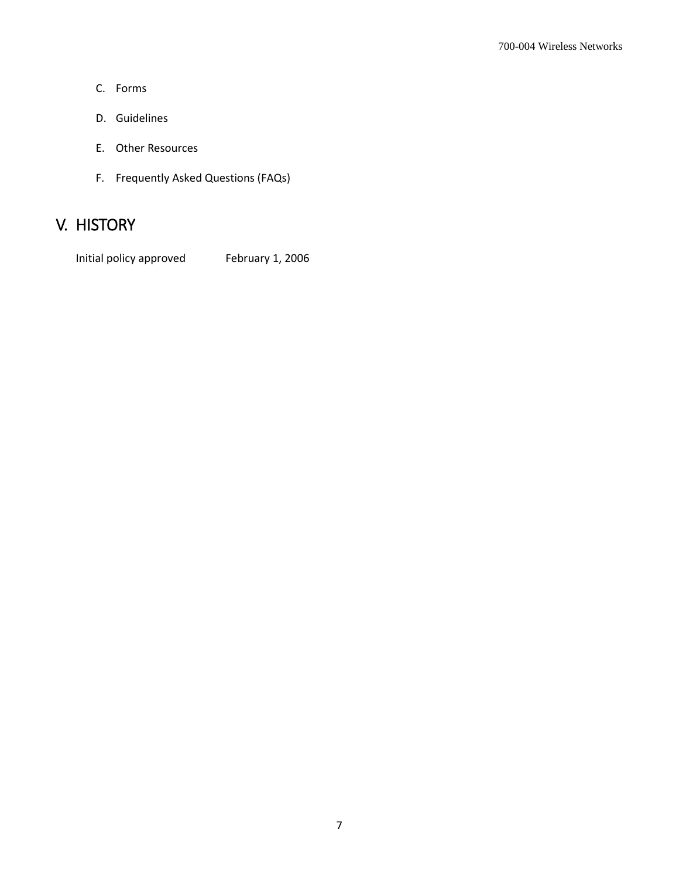C. Forms

D. Guidelines

E. Other Resources

F. Frequently Asked Questions (FAQs)

## V. HISTORY

Initial policy approved February 1, 2006